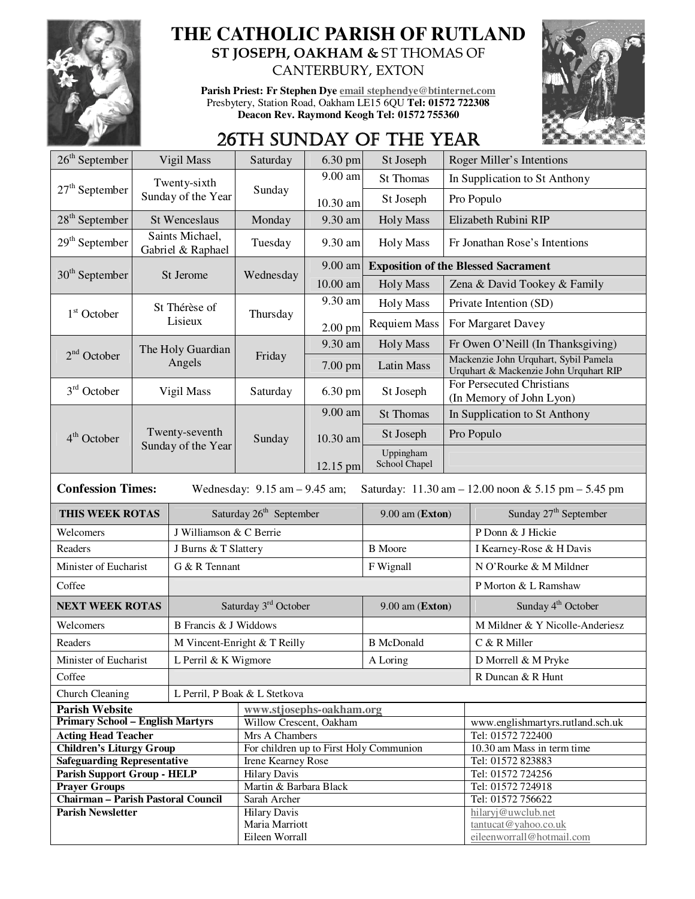# THE CATHOLIC PARISH OF RUTLAND

## ST JOSEPH, OAKHAM & ST THOMAS OF CANTERBURY, EXTON

**Parish Priest: Fr Stephen Dye** email stephendye@btinternet.com
Presbytery, Station Road, Oakham LE15 6QU **Tel: 01572 722308**
**Deacon Rev. Raymond Keogh Tel: 01572 755360**

## 26TH SUNDAY OF THE YEAR

| Date | Feast | Day | Time | Place | Intention |
|---|---|---|---|---|---|
| 26th September | Vigil Mass | Saturday | 6.30 pm | St Joseph | Roger Miller's Intentions |
| 27th September | Twenty-sixth Sunday of the Year | Sunday | 9.00 am | St Thomas | In Supplication to St Anthony |
| | | | 10.30 am | St Joseph | Pro Populo |
| 28th September | St Wenceslaus | Monday | 9.30 am | Holy Mass | Elizabeth Rubini RIP |
| 29th September | Saints Michael, Gabriel & Raphael | Tuesday | 9.30 am | Holy Mass | Fr Jonathan Rose's Intentions |
| 30th September | St Jerome | Wednesday | 9.00 am | **Exposition of the Blessed Sacrament** | |
| | | | 10.00 am | Holy Mass | Zena & David Tookey & Family |
| 1st October | St Thérèse of Lisieux | Thursday | 9.30 am | Holy Mass | Private Intention (SD) |
| | | | 2.00 pm | Requiem Mass | For Margaret Davey |
| 2nd October | The Holy Guardian Angels | Friday | 9.30 am | Holy Mass | Fr Owen O'Neill (In Thanksgiving) |
| | | | 7.00 pm | Latin Mass | Mackenzie John Urquhart, Sybil Pamela Urquhart & Mackenzie John Urquhart RIP |
| 3rd October | Vigil Mass | Saturday | 6.30 pm | St Joseph | For Persecuted Christians (In Memory of John Lyon) |
| 4th October | Twenty-seventh Sunday of the Year | Sunday | 9.00 am | St Thomas | In Supplication to St Anthony |
| | | | 10.30 am | St Joseph | Pro Populo |
| | | | 12.15 pm | Uppingham School Chapel | |

**Confession Times:** Wednesday: 9.15 am – 9.45 am; Saturday: 11.30 am – 12.00 noon & 5.15 pm – 5.45 pm

| THIS WEEK ROTAS | Saturday 26th September | 9.00 am (Exton) | Sunday 27th September |
|---|---|---|---|
| Welcomers | J Williamson & C Berrie | | P Donn & J Hickie |
| Readers | J Burns & T Slattery | B Moore | I Kearney-Rose & H Davis |
| Minister of Eucharist | G & R Tennant | F Wignall | N O'Rourke & M Mildner |
| Coffee | | | P Morton & L Ramshaw |
| **NEXT WEEK ROTAS** | Saturday 3rd October | 9.00 am (**Exton**) | Sunday 4th October |
| Welcomers | B Francis & J Widdows | | M Mildner & Y Nicolle-Anderiesz |
| Readers | M Vincent-Enright & T Reilly | B McDonald | C & R Miller |
| Minister of Eucharist | L Perril & K Wigmore | A Loring | D Morrell & M Pryke |
| Coffee | | | R Duncan & R Hunt |
| Church Cleaning | L Perril, P Boak & L Stetkova | | |

| | | |
|---|---|---|
| **Parish Website** | www.stjosephs-oakham.org | |
| **Primary School – English Martyrs** | Willow Crescent, Oakham | www.englishmartyrs.rutland.sch.uk |
| **Acting Head Teacher** | Mrs A Chambers | Tel: 01572 722400 |
| **Children's Liturgy Group** | For children up to First Holy Communion | 10.30 am Mass in term time |
| **Safeguarding Representative** | Irene Kearney Rose | Tel: 01572 823883 |
| **Parish Support Group - HELP** | Hilary Davis | Tel: 01572 724256 |
| **Prayer Groups** | Martin & Barbara Black | Tel: 01572 724918 |
| **Chairman – Parish Pastoral Council** | Sarah Archer | Tel: 01572 756622 |
| **Parish Newsletter** | Hilary Davis<br>Maria Marriott<br>Eileen Worrall | hilaryj@uwclub.net<br>tantucat@yahoo.co.uk<br>eileenworrall@hotmail.com |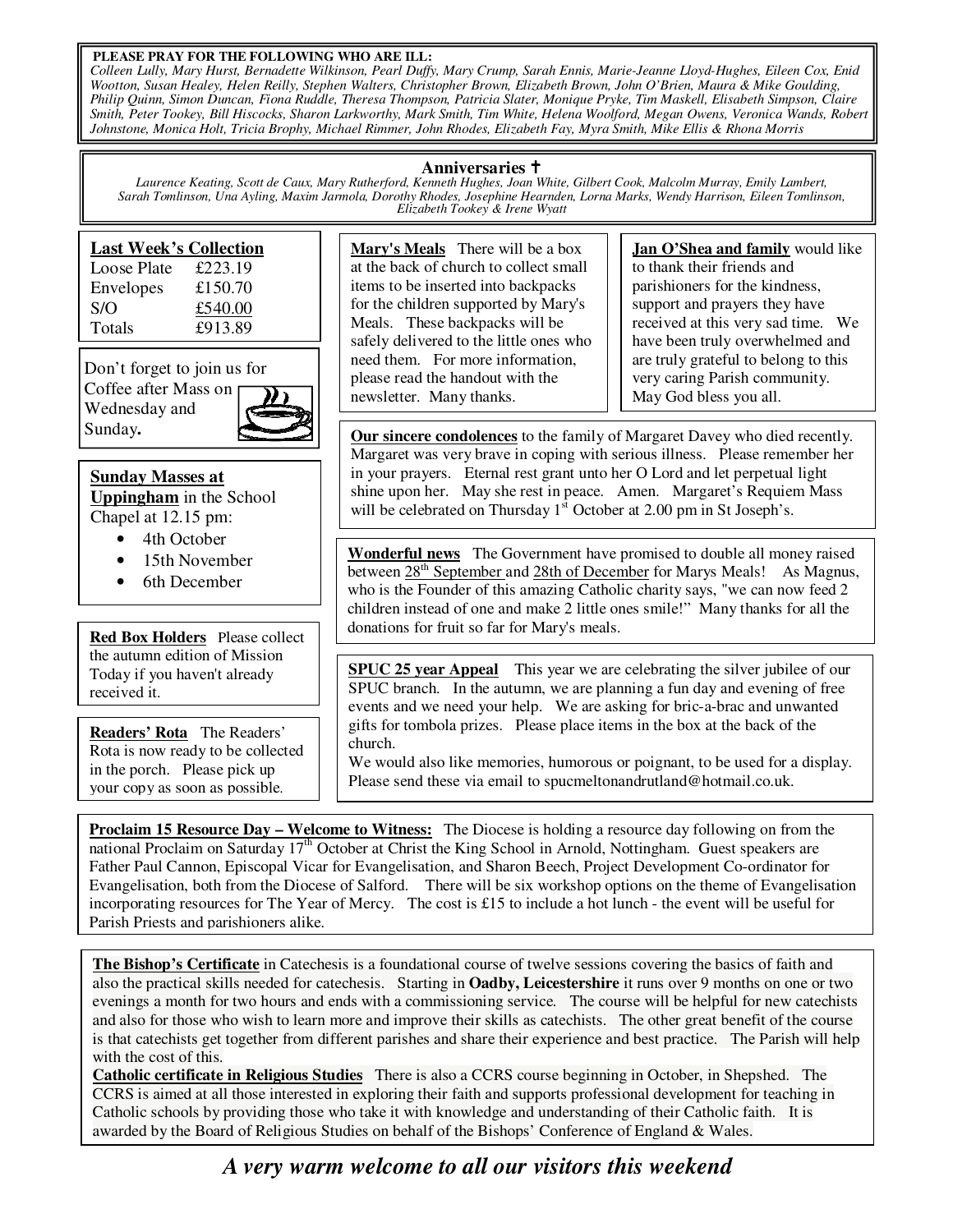**PLEASE PRAY FOR THE FOLLOWING WHO ARE ILL:**

*Colleen Lully, Mary Hurst, Bernadette Wilkinson, Pearl Duffy, Mary Crump, Sarah Ennis, Marie-Jeanne Lloyd-Hughes, Eileen Cox, Enid Wootton, Susan Healey, Helen Reilly, Stephen Walters, Christopher Brown, Elizabeth Brown, John O'Brien, Maura & Mike Goulding, Philip Quinn, Simon Duncan, Fiona Ruddle, Theresa Thompson, Patricia Slater, Monique Pryke, Tim Maskell, Elisabeth Simpson, Claire Smith, Peter Tookey, Bill Hiscocks, Sharon Larkworthy, Mark Smith, Tim White, Helena Woolford, Megan Owens, Veronica Wands, Robert Johnstone, Monica Holt, Tricia Brophy, Michael Rimmer, John Rhodes, Elizabeth Fay, Myra Smith, Mike Ellis & Rhona Morris*

**Anniversaries ✝**

*Laurence Keating, Scott de Caux, Mary Rutherford, Kenneth Hughes, Joan White, Gilbert Cook, Malcolm Murray, Emily Lambert, Sarah Tomlinson, Una Ayling, Maxim Jarmola, Dorothy Rhodes, Josephine Hearnden, Lorna Marks, Wendy Harrison, Eileen Tomlinson, Elizabeth Tookey & Irene Wyatt*

**Last Week's Collection**

| | |
|---|---|
| Loose Plate | £223.19 |
| Envelopes | £150.70 |
| S/O | £540.00 |
| Totals | £913.89 |

Don't forget to join us for Coffee after Mass on Wednesday and Sunday**.**

**Sunday Masses at Uppingham** in the School Chapel at 12.15 pm:

- 4th October
- 15th November
- 6th December

**Red Box Holders** Please collect the autumn edition of Mission Today if you haven't already received it.

**Readers' Rota** The Readers' Rota is now ready to be collected in the porch. Please pick up your copy as soon as possible.

**Mary's Meals** There will be a box at the back of church to collect small items to be inserted into backpacks for the children supported by Mary's Meals. These backpacks will be safely delivered to the little ones who need them. For more information, please read the handout with the newsletter. Many thanks.

**Jan O'Shea and family** would like to thank their friends and parishioners for the kindness, support and prayers they have received at this very sad time. We have been truly overwhelmed and are truly grateful to belong to this very caring Parish community. May God bless you all.

**Our sincere condolences** to the family of Margaret Davey who died recently. Margaret was very brave in coping with serious illness. Please remember her in your prayers. Eternal rest grant unto her O Lord and let perpetual light shine upon her. May she rest in peace. Amen. Margaret's Requiem Mass will be celebrated on Thursday 1st October at 2.00 pm in St Joseph's.

**Wonderful news** The Government have promised to double all money raised between 28th September and 28th of December for Marys Meals! As Magnus, who is the Founder of this amazing Catholic charity says, "we can now feed 2 children instead of one and make 2 little ones smile!" Many thanks for all the donations for fruit so far for Mary's meals.

**SPUC 25 year Appeal** This year we are celebrating the silver jubilee of our SPUC branch. In the autumn, we are planning a fun day and evening of free events and we need your help. We are asking for bric-a-brac and unwanted gifts for tombola prizes. Please place items in the box at the back of the church.
We would also like memories, humorous or poignant, to be used for a display. Please send these via email to spucmeltonandrutland@hotmail.co.uk.

**Proclaim 15 Resource Day – Welcome to Witness:** The Diocese is holding a resource day following on from the national Proclaim on Saturday 17th October at Christ the King School in Arnold, Nottingham. Guest speakers are Father Paul Cannon, Episcopal Vicar for Evangelisation, and Sharon Beech, Project Development Co-ordinator for Evangelisation, both from the Diocese of Salford. There will be six workshop options on the theme of Evangelisation incorporating resources for The Year of Mercy. The cost is £15 to include a hot lunch - the event will be useful for Parish Priests and parishioners alike.

**The Bishop's Certificate** in Catechesis is a foundational course of twelve sessions covering the basics of faith and also the practical skills needed for catechesis. Starting in **Oadby, Leicestershire** it runs over 9 months on one or two evenings a month for two hours and ends with a commissioning service. The course will be helpful for new catechists and also for those who wish to learn more and improve their skills as catechists. The other great benefit of the course is that catechists get together from different parishes and share their experience and best practice. The Parish will help with the cost of this.

**Catholic certificate in Religious Studies** There is also a CCRS course beginning in October, in Shepshed. The CCRS is aimed at all those interested in exploring their faith and supports professional development for teaching in Catholic schools by providing those who take it with knowledge and understanding of their Catholic faith. It is awarded by the Board of Religious Studies on behalf of the Bishops' Conference of England & Wales.

***A very warm welcome to all our visitors this weekend***